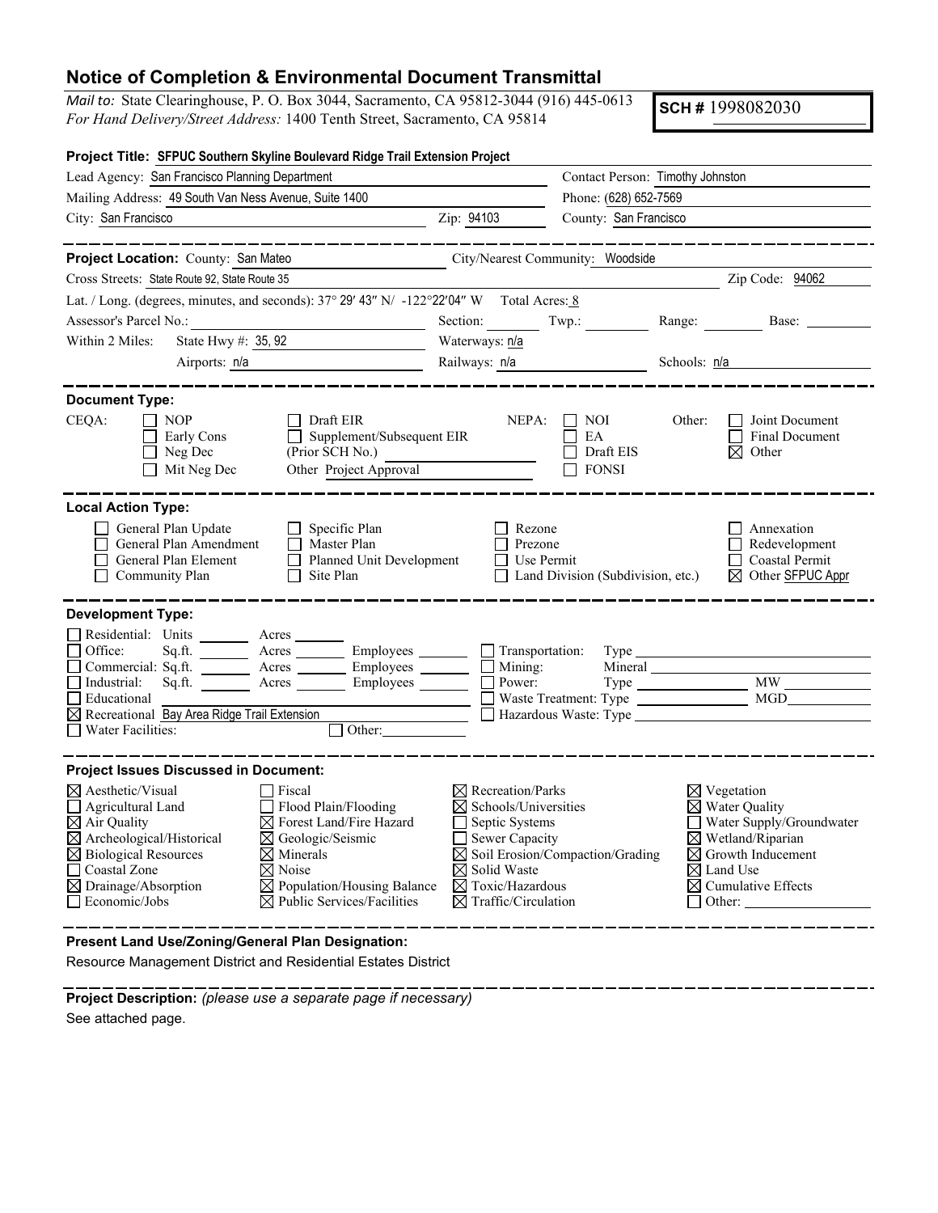# Notice of Completion & Environmental Document Transmittal

*Mail to:* State Clearinghouse, P. O. Box 3044, Sacramento, CA 95812-3044 (916) 445-0613
*For Hand Delivery/Street Address:* 1400 Tenth Street, Sacramento, CA 95814

**SCH #** 1998082030

**Project Title: SFPUC Southern Skyline Boulevard Ridge Trail Extension Project**

Lead Agency: San Francisco Planning Department
Contact Person: Timothy Johnston
Mailing Address: 49 South Van Ness Avenue, Suite 1400
Phone: (628) 652-7569
City: San Francisco
Zip: 94103
County: San Francisco

---

**Project Location:** County: San Mateo
City/Nearest Community: Woodside
Cross Streets: State Route 92, State Route 35
Zip Code: 94062
Lat. / Long. (degrees, minutes, and seconds): 37° 29′ 43″ N/ -122°22′04″ W
Total Acres: 8
Assessor's Parcel No.:
Section:
Twp.:
Range:
Base:
Within 2 Miles: State Hwy #: 35, 92
Waterways: n/a
Airports: n/a
Railways: n/a
Schools: n/a

---

**Document Type:**

CEQA:
- ☐ NOP
- ☐ Early Cons
- ☐ Neg Dec
- ☐ Mit Neg Dec
- ☐ Draft EIR
- ☐ Supplement/Subsequent EIR (Prior SCH No.)
- Other Project Approval

NEPA:
- ☐ NOI
- ☐ EA
- ☐ Draft EIS
- ☐ FONSI

Other:
- ☐ Joint Document
- ☐ Final Document
- ☒ Other

---

**Local Action Type:**

- ☐ General Plan Update
- ☐ General Plan Amendment
- ☐ General Plan Element
- ☐ Community Plan
- ☐ Specific Plan
- ☐ Master Plan
- ☐ Planned Unit Development
- ☐ Site Plan
- ☐ Rezone
- ☐ Prezone
- ☐ Use Permit
- ☐ Land Division (Subdivision, etc.)
- ☐ Annexation
- ☐ Redevelopment
- ☐ Coastal Permit
- ☒ Other SFPUC Appr

---

**Development Type:**

- ☐ Residential: Units ___ Acres ___
- ☐ Office: Sq.ft. ___ Acres ___ Employees ___
- ☐ Commercial: Sq.ft. ___ Acres ___ Employees ___
- ☐ Industrial: Sq.ft. ___ Acres ___ Employees ___
- ☐ Educational
- ☒ Recreational Bay Area Ridge Trail Extension
- ☐ Water Facilities:
- ☐ Transportation: Type
- ☐ Mining: Mineral
- ☐ Power: Type ___ MW ___
- ☐ Waste Treatment: Type ___ MGD ___
- ☐ Hazardous Waste: Type
- ☐ Other:

---

**Project Issues Discussed in Document:**

- ☒ Aesthetic/Visual
- ☐ Agricultural Land
- ☒ Air Quality
- ☒ Archeological/Historical
- ☒ Biological Resources
- ☐ Coastal Zone
- ☒ Drainage/Absorption
- ☐ Economic/Jobs
- ☐ Fiscal
- ☐ Flood Plain/Flooding
- ☒ Forest Land/Fire Hazard
- ☒ Geologic/Seismic
- ☒ Minerals
- ☒ Noise
- ☒ Population/Housing Balance
- ☒ Public Services/Facilities
- ☒ Recreation/Parks
- ☒ Schools/Universities
- ☐ Septic Systems
- ☐ Sewer Capacity
- ☒ Soil Erosion/Compaction/Grading
- ☒ Solid Waste
- ☒ Toxic/Hazardous
- ☒ Traffic/Circulation
- ☒ Vegetation
- ☒ Water Quality
- ☐ Water Supply/Groundwater
- ☒ Wetland/Riparian
- ☒ Growth Inducement
- ☒ Land Use
- ☒ Cumulative Effects
- ☐ Other:

---

**Present Land Use/Zoning/General Plan Designation:**

Resource Management District and Residential Estates District

---

**Project Description:** *(please use a separate page if necessary)*

See attached page.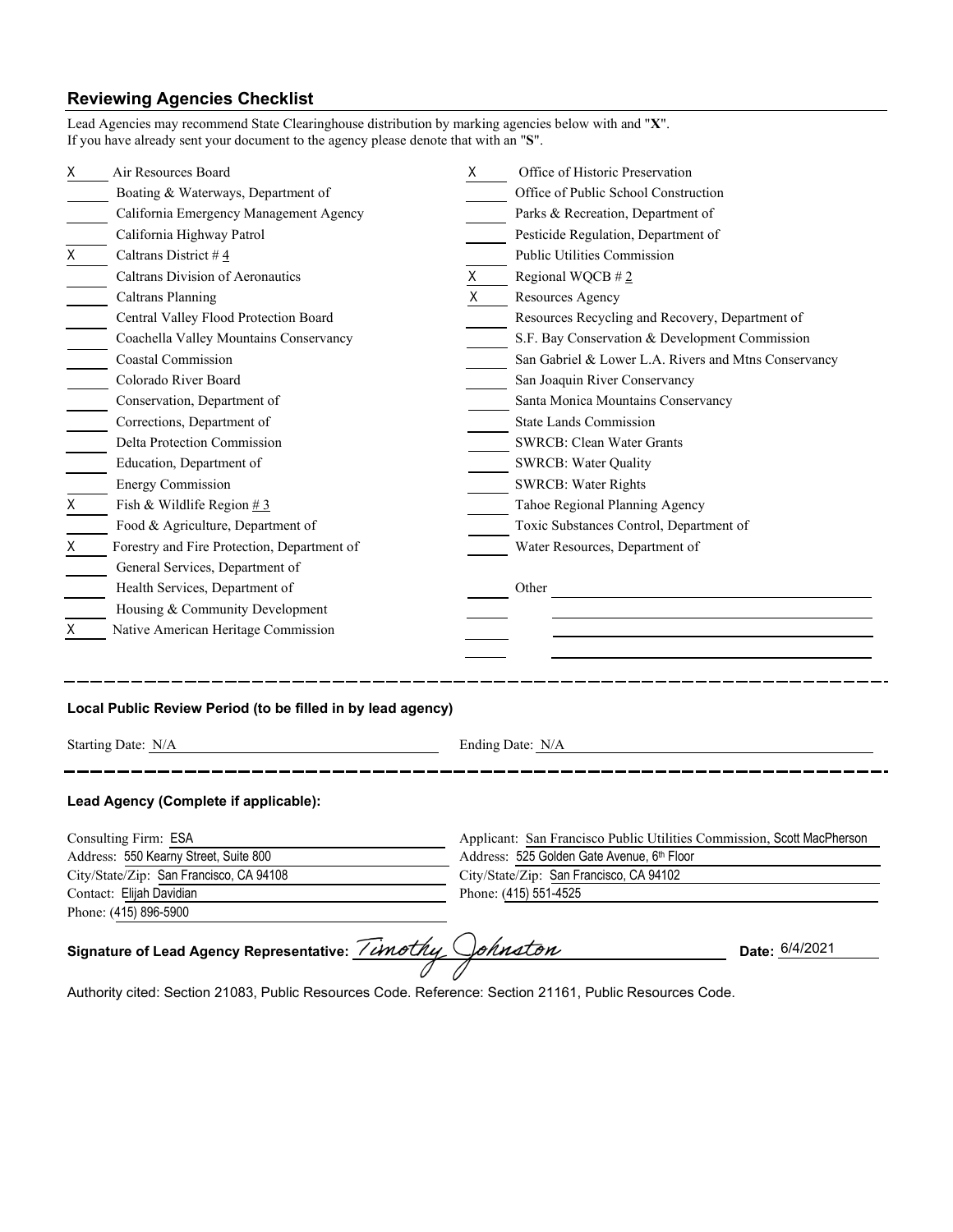## Reviewing Agencies Checklist

Lead Agencies may recommend State Clearinghouse distribution by marking agencies below with and "**X**".
If you have already sent your document to the agency please denote that with an "**S**".

| | | | |
|---|---|---|---|
| X | Air Resources Board | X | Office of Historic Preservation |
| | Boating & Waterways, Department of | | Office of Public School Construction |
| | California Emergency Management Agency | | Parks & Recreation, Department of |
| | California Highway Patrol | | Pesticide Regulation, Department of |
| X | Caltrans District # 4 | | Public Utilities Commission |
| | Caltrans Division of Aeronautics | X | Regional WQCB # 2 |
| | Caltrans Planning | X | Resources Agency |
| | Central Valley Flood Protection Board | | Resources Recycling and Recovery, Department of |
| | Coachella Valley Mountains Conservancy | | S.F. Bay Conservation & Development Commission |
| | Coastal Commission | | San Gabriel & Lower L.A. Rivers and Mtns Conservancy |
| | Colorado River Board | | San Joaquin River Conservancy |
| | Conservation, Department of | | Santa Monica Mountains Conservancy |
| | Corrections, Department of | | State Lands Commission |
| | Delta Protection Commission | | SWRCB: Clean Water Grants |
| | Education, Department of | | SWRCB: Water Quality |
| | Energy Commission | | SWRCB: Water Rights |
| X | Fish & Wildlife Region # 3 | | Tahoe Regional Planning Agency |
| | Food & Agriculture, Department of | | Toxic Substances Control, Department of |
| X | Forestry and Fire Protection, Department of | | Water Resources, Department of |
| | General Services, Department of | | |
| | Health Services, Department of | | Other |
| | Housing & Community Development | | |
| X | Native American Heritage Commission | | |

### Local Public Review Period (to be filled in by lead agency)

Starting Date: N/A

Ending Date: N/A

### Lead Agency (Complete if applicable):

Consulting Firm: ESA
Address: 550 Kearny Street, Suite 800
City/State/Zip: San Francisco, CA 94108
Contact: Elijah Davidian
Phone: (415) 896-5900

Applicant: San Francisco Public Utilities Commission, Scott MacPherson
Address: 525 Golden Gate Avenue, 6th Floor
City/State/Zip: San Francisco, CA 94102
Phone: (415) 551-4525

**Signature of Lead Agency Representative:** Timothy Johnston **Date:** 6/4/2021

Authority cited: Section 21083, Public Resources Code. Reference: Section 21161, Public Resources Code.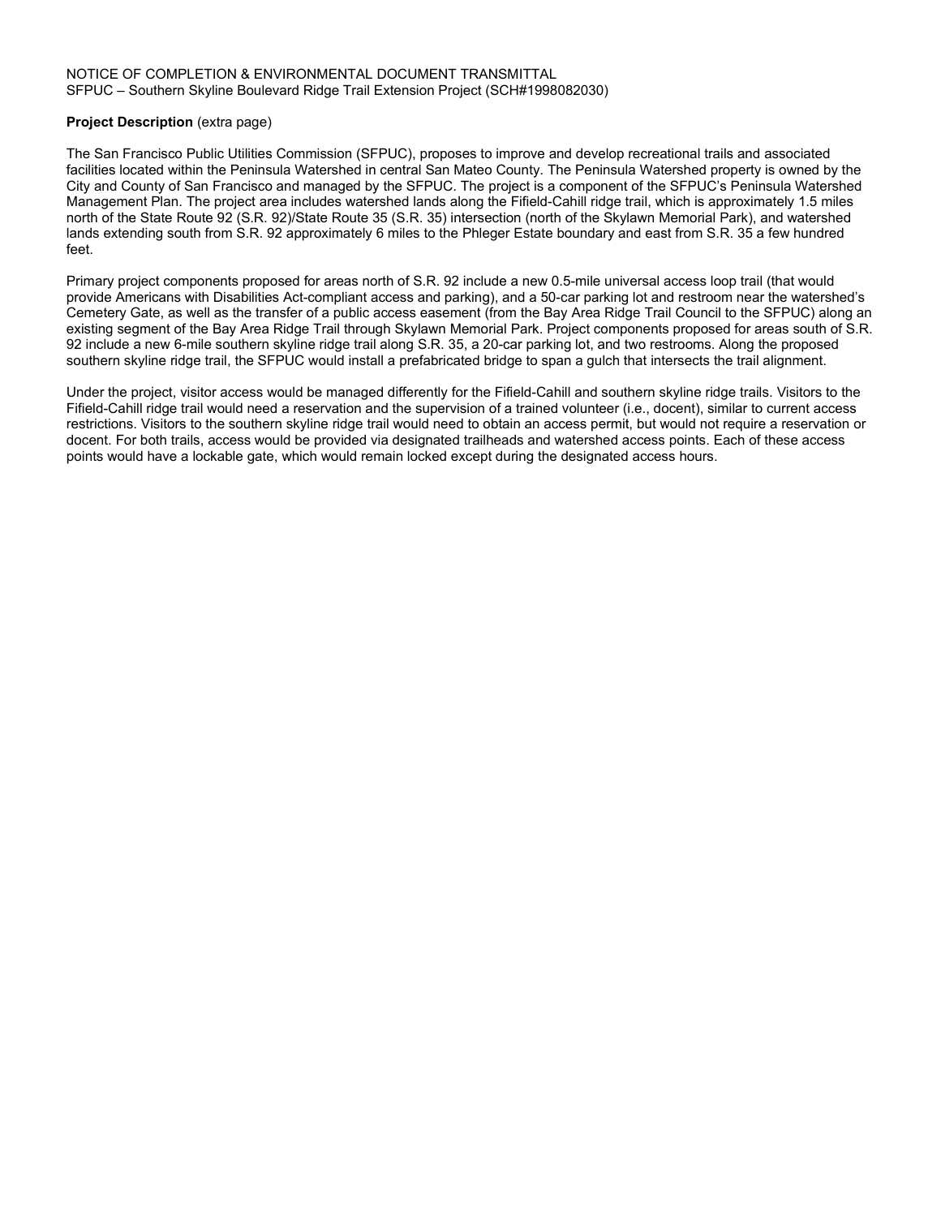NOTICE OF COMPLETION & ENVIRONMENTAL DOCUMENT TRANSMITTAL
SFPUC – Southern Skyline Boulevard Ridge Trail Extension Project (SCH#1998082030)

**Project Description** (extra page)

The San Francisco Public Utilities Commission (SFPUC), proposes to improve and develop recreational trails and associated facilities located within the Peninsula Watershed in central San Mateo County. The Peninsula Watershed property is owned by the City and County of San Francisco and managed by the SFPUC. The project is a component of the SFPUC's Peninsula Watershed Management Plan. The project area includes watershed lands along the Fifield-Cahill ridge trail, which is approximately 1.5 miles north of the State Route 92 (S.R. 92)/State Route 35 (S.R. 35) intersection (north of the Skylawn Memorial Park), and watershed lands extending south from S.R. 92 approximately 6 miles to the Phleger Estate boundary and east from S.R. 35 a few hundred feet.

Primary project components proposed for areas north of S.R. 92 include a new 0.5-mile universal access loop trail (that would provide Americans with Disabilities Act-compliant access and parking), and a 50-car parking lot and restroom near the watershed's Cemetery Gate, as well as the transfer of a public access easement (from the Bay Area Ridge Trail Council to the SFPUC) along an existing segment of the Bay Area Ridge Trail through Skylawn Memorial Park. Project components proposed for areas south of S.R. 92 include a new 6-mile southern skyline ridge trail along S.R. 35, a 20-car parking lot, and two restrooms. Along the proposed southern skyline ridge trail, the SFPUC would install a prefabricated bridge to span a gulch that intersects the trail alignment.

Under the project, visitor access would be managed differently for the Fifield-Cahill and southern skyline ridge trails. Visitors to the Fifield-Cahill ridge trail would need a reservation and the supervision of a trained volunteer (i.e., docent), similar to current access restrictions. Visitors to the southern skyline ridge trail would need to obtain an access permit, but would not require a reservation or docent. For both trails, access would be provided via designated trailheads and watershed access points. Each of these access points would have a lockable gate, which would remain locked except during the designated access hours.